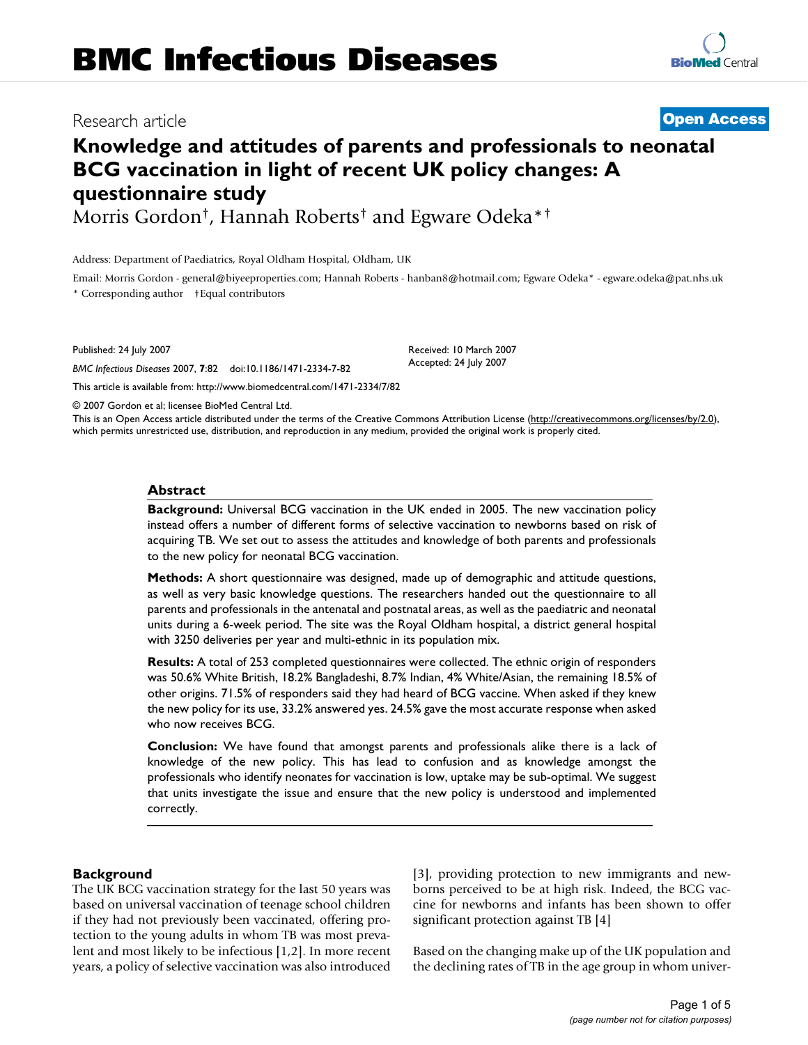# Knowledge and attitudes of parents and professionals to neonatal BCG vaccination in light of recent UK policy changes: A questionnaire study

Research article — Open Access

Morris Gordon†, Hannah Roberts† and Egware Odeka*†

Address: Department of Paediatrics, Royal Oldham Hospital, Oldham, UK

Email: Morris Gordon - general@biyeeproperties.com; Hannah Roberts - hanban8@hotmail.com; Egware Odeka* - egware.odeka@pat.nhs.uk

\* Corresponding author †Equal contributors

Published: 24 July 2007

*BMC Infectious Diseases* 2007, **7**:82 doi:10.1186/1471-2334-7-82

Received: 10 March 2007
Accepted: 24 July 2007

This article is available from: http://www.biomedcentral.com/1471-2334/7/82

© 2007 Gordon et al; licensee BioMed Central Ltd.

This is an Open Access article distributed under the terms of the Creative Commons Attribution License (http://creativecommons.org/licenses/by/2.0), which permits unrestricted use, distribution, and reproduction in any medium, provided the original work is properly cited.

## Abstract

**Background:** Universal BCG vaccination in the UK ended in 2005. The new vaccination policy instead offers a number of different forms of selective vaccination to newborns based on risk of acquiring TB. We set out to assess the attitudes and knowledge of both parents and professionals to the new policy for neonatal BCG vaccination.

**Methods:** A short questionnaire was designed, made up of demographic and attitude questions, as well as very basic knowledge questions. The researchers handed out the questionnaire to all parents and professionals in the antenatal and postnatal areas, as well as the paediatric and neonatal units during a 6-week period. The site was the Royal Oldham hospital, a district general hospital with 3250 deliveries per year and multi-ethnic in its population mix.

**Results:** A total of 253 completed questionnaires were collected. The ethnic origin of responders was 50.6% White British, 18.2% Bangladeshi, 8.7% Indian, 4% White/Asian, the remaining 18.5% of other origins. 71.5% of responders said they had heard of BCG vaccine. When asked if they knew the new policy for its use, 33.2% answered yes. 24.5% gave the most accurate response when asked who now receives BCG.

**Conclusion:** We have found that amongst parents and professionals alike there is a lack of knowledge of the new policy. This has lead to confusion and as knowledge amongst the professionals who identify neonates for vaccination is low, uptake may be sub-optimal. We suggest that units investigate the issue and ensure that the new policy is understood and implemented correctly.

## Background

The UK BCG vaccination strategy for the last 50 years was based on universal vaccination of teenage school children if they had not previously been vaccinated, offering protection to the young adults in whom TB was most prevalent and most likely to be infectious [1,2]. In more recent years, a policy of selective vaccination was also introduced [3], providing protection to new immigrants and newborns perceived to be at high risk. Indeed, the BCG vaccine for newborns and infants has been shown to offer significant protection against TB [4]

Based on the changing make up of the UK population and the declining rates of TB in the age group in whom univer-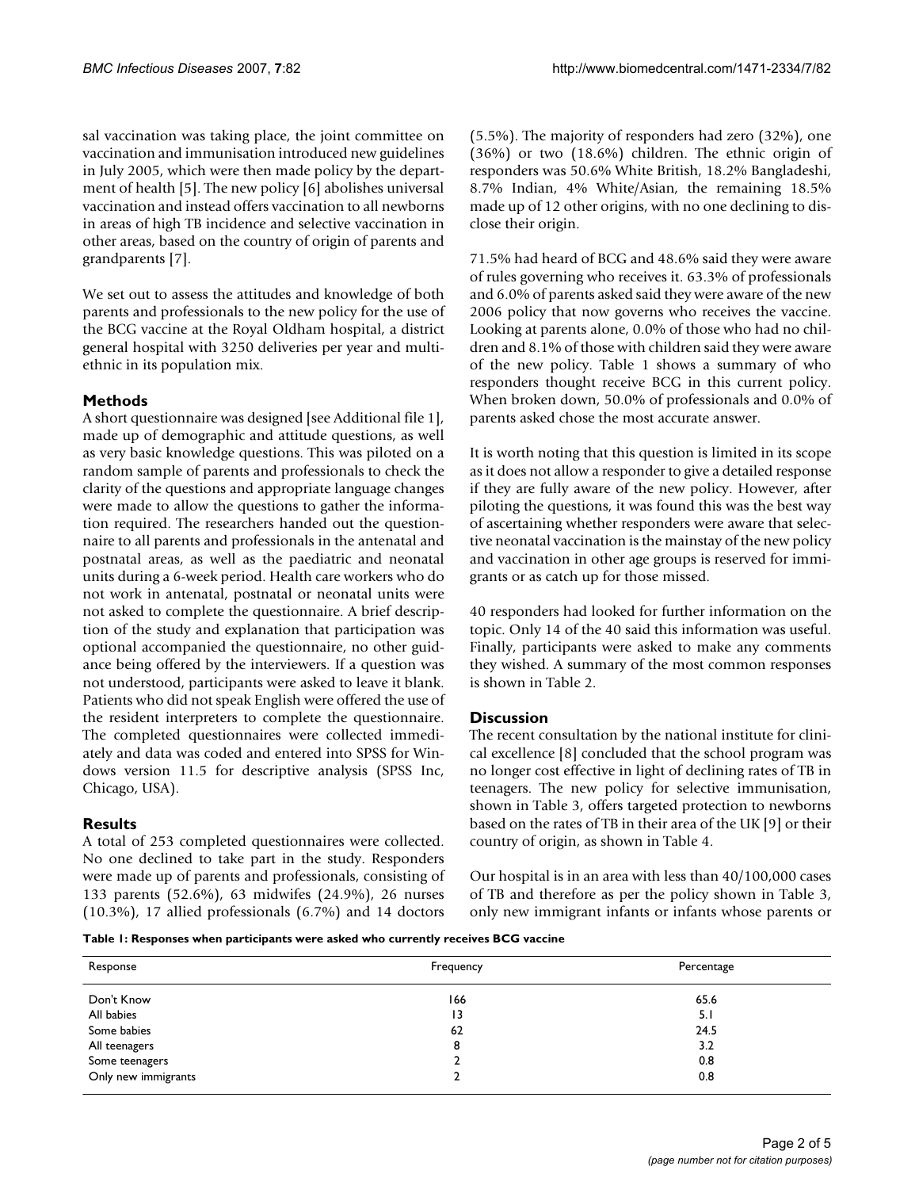sal vaccination was taking place, the joint committee on vaccination and immunisation introduced new guidelines in July 2005, which were then made policy by the department of health [5]. The new policy [6] abolishes universal vaccination and instead offers vaccination to all newborns in areas of high TB incidence and selective vaccination in other areas, based on the country of origin of parents and grandparents [7].

We set out to assess the attitudes and knowledge of both parents and professionals to the new policy for the use of the BCG vaccine at the Royal Oldham hospital, a district general hospital with 3250 deliveries per year and multi-ethnic in its population mix.

## Methods

A short questionnaire was designed [see Additional file 1], made up of demographic and attitude questions, as well as very basic knowledge questions. This was piloted on a random sample of parents and professionals to check the clarity of the questions and appropriate language changes were made to allow the questions to gather the information required. The researchers handed out the questionnaire to all parents and professionals in the antenatal and postnatal areas, as well as the paediatric and neonatal units during a 6-week period. Health care workers who do not work in antenatal, postnatal or neonatal units were not asked to complete the questionnaire. A brief description of the study and explanation that participation was optional accompanied the questionnaire, no other guidance being offered by the interviewers. If a question was not understood, participants were asked to leave it blank. Patients who did not speak English were offered the use of the resident interpreters to complete the questionnaire. The completed questionnaires were collected immediately and data was coded and entered into SPSS for Windows version 11.5 for descriptive analysis (SPSS Inc, Chicago, USA).

## Results

A total of 253 completed questionnaires were collected. No one declined to take part in the study. Responders were made up of parents and professionals, consisting of 133 parents (52.6%), 63 midwifes (24.9%), 26 nurses (10.3%), 17 allied professionals (6.7%) and 14 doctors (5.5%). The majority of responders had zero (32%), one (36%) or two (18.6%) children. The ethnic origin of responders was 50.6% White British, 18.2% Bangladeshi, 8.7% Indian, 4% White/Asian, the remaining 18.5% made up of 12 other origins, with no one declining to disclose their origin.

71.5% had heard of BCG and 48.6% said they were aware of rules governing who receives it. 63.3% of professionals and 6.0% of parents asked said they were aware of the new 2006 policy that now governs who receives the vaccine. Looking at parents alone, 0.0% of those who had no children and 8.1% of those with children said they were aware of the new policy. Table 1 shows a summary of who responders thought receive BCG in this current policy. When broken down, 50.0% of professionals and 0.0% of parents asked chose the most accurate answer.

It is worth noting that this question is limited in its scope as it does not allow a responder to give a detailed response if they are fully aware of the new policy. However, after piloting the questions, it was found this was the best way of ascertaining whether responders were aware that selective neonatal vaccination is the mainstay of the new policy and vaccination in other age groups is reserved for immigrants or as catch up for those missed.

40 responders had looked for further information on the topic. Only 14 of the 40 said this information was useful. Finally, participants were asked to make any comments they wished. A summary of the most common responses is shown in Table 2.

## Discussion

The recent consultation by the national institute for clinical excellence [8] concluded that the school program was no longer cost effective in light of declining rates of TB in teenagers. The new policy for selective immunisation, shown in Table 3, offers targeted protection to newborns based on the rates of TB in their area of the UK [9] or their country of origin, as shown in Table 4.

Our hospital is in an area with less than 40/100,000 cases of TB and therefore as per the policy shown in Table 3, only new immigrant infants or infants whose parents or

**Table 1: Responses when participants were asked who currently receives BCG vaccine**

| Response | Frequency | Percentage |
|---|---|---|
| Don't Know | 166 | 65.6 |
| All babies | 13 | 5.1 |
| Some babies | 62 | 24.5 |
| All teenagers | 8 | 3.2 |
| Some teenagers | 2 | 0.8 |
| Only new immigrants | 2 | 0.8 |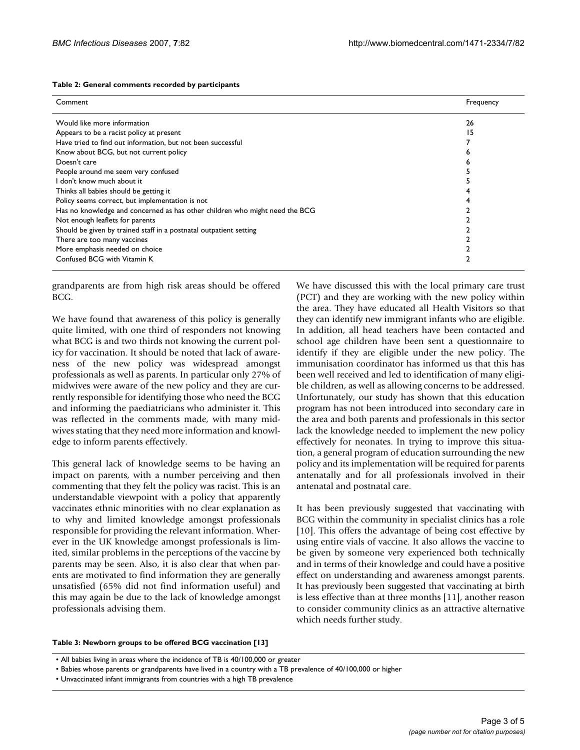**Table 2: General comments recorded by participants**

| Comment | Frequency |
| --- | --- |
| Would like more information | 26 |
| Appears to be a racist policy at present | 15 |
| Have tried to find out information, but not been successful | 7 |
| Know about BCG, but not current policy | 6 |
| Doesn't care | 6 |
| People around me seem very confused | 5 |
| I don't know much about it | 5 |
| Thinks all babies should be getting it | 4 |
| Policy seems correct, but implementation is not | 4 |
| Has no knowledge and concerned as has other children who might need the BCG | 2 |
| Not enough leaflets for parents | 2 |
| Should be given by trained staff in a postnatal outpatient setting | 2 |
| There are too many vaccines | 2 |
| More emphasis needed on choice | 2 |
| Confused BCG with Vitamin K | 2 |

grandparents are from high risk areas should be offered BCG.

We have found that awareness of this policy is generally quite limited, with one third of responders not knowing what BCG is and two thirds not knowing the current policy for vaccination. It should be noted that lack of awareness of the new policy was widespread amongst professionals as well as parents. In particular only 27% of midwives were aware of the new policy and they are currently responsible for identifying those who need the BCG and informing the paediatricians who administer it. This was reflected in the comments made, with many midwives stating that they need more information and knowledge to inform parents effectively.

This general lack of knowledge seems to be having an impact on parents, with a number perceiving and then commenting that they felt the policy was racist. This is an understandable viewpoint with a policy that apparently vaccinates ethnic minorities with no clear explanation as to why and limited knowledge amongst professionals responsible for providing the relevant information. Wherever in the UK knowledge amongst professionals is limited, similar problems in the perceptions of the vaccine by parents may be seen. Also, it is also clear that when parents are motivated to find information they are generally unsatisfied (65% did not find information useful) and this may again be due to the lack of knowledge amongst professionals advising them.

We have discussed this with the local primary care trust (PCT) and they are working with the new policy within the area. They have educated all Health Visitors so that they can identify new immigrant infants who are eligible. In addition, all head teachers have been contacted and school age children have been sent a questionnaire to identify if they are eligible under the new policy. The immunisation coordinator has informed us that this has been well received and led to identification of many eligible children, as well as allowing concerns to be addressed. Unfortunately, our study has shown that this education program has not been introduced into secondary care in the area and both parents and professionals in this sector lack the knowledge needed to implement the new policy effectively for neonates. In trying to improve this situation, a general program of education surrounding the new policy and its implementation will be required for parents antenatally and for all professionals involved in their antenatal and postnatal care.

It has been previously suggested that vaccinating with BCG within the community in specialist clinics has a role [10]. This offers the advantage of being cost effective by using entire vials of vaccine. It also allows the vaccine to be given by someone very experienced both technically and in terms of their knowledge and could have a positive effect on understanding and awareness amongst parents. It has previously been suggested that vaccinating at birth is less effective than at three months [11], another reason to consider community clinics as an attractive alternative which needs further study.

**Table 3: Newborn groups to be offered BCG vaccination [13]**

- All babies living in areas where the incidence of TB is 40/100,000 or greater
- Babies whose parents or grandparents have lived in a country with a TB prevalence of 40/100,000 or higher
- Unvaccinated infant immigrants from countries with a high TB prevalence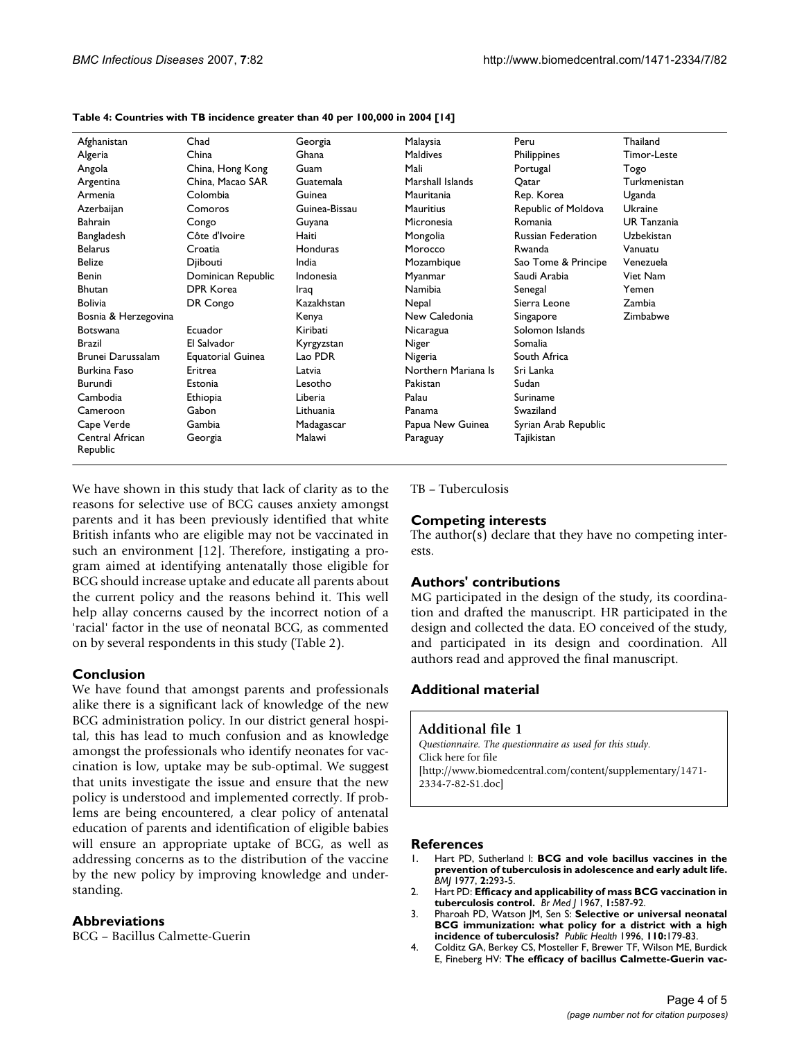**Table 4: Countries with TB incidence greater than 40 per 100,000 in 2004 [14]**

| | | | | | |
|---|---|---|---|---|---|
| Afghanistan | Chad | Georgia | Malaysia | Peru | Thailand |
| Algeria | China | Ghana | Maldives | Philippines | Timor-Leste |
| Angola | China, Hong Kong | Guam | Mali | Portugal | Togo |
| Argentina | China, Macao SAR | Guatemala | Marshall Islands | Qatar | Turkmenistan |
| Armenia | Colombia | Guinea | Mauritania | Rep. Korea | Uganda |
| Azerbaijan | Comoros | Guinea-Bissau | Mauritius | Republic of Moldova | Ukraine |
| Bahrain | Congo | Guyana | Micronesia | Romania | UR Tanzania |
| Bangladesh | Côte d'Ivoire | Haiti | Mongolia | Russian Federation | Uzbekistan |
| Belarus | Croatia | Honduras | Morocco | Rwanda | Vanuatu |
| Belize | Djibouti | India | Mozambique | Sao Tome & Principe | Venezuela |
| Benin | Dominican Republic | Indonesia | Myanmar | Saudi Arabia | Viet Nam |
| Bhutan | DPR Korea | Iraq | Namibia | Senegal | Yemen |
| Bolivia | DR Congo | Kazakhstan | Nepal | Sierra Leone | Zambia |
| Bosnia & Herzegovina | | Kenya | New Caledonia | Singapore | Zimbabwe |
| Botswana | Ecuador | Kiribati | Nicaragua | Solomon Islands | |
| Brazil | El Salvador | Kyrgyzstan | Niger | Somalia | |
| Brunei Darussalam | Equatorial Guinea | Lao PDR | Nigeria | South Africa | |
| Burkina Faso | Eritrea | Latvia | Northern Mariana Is | Sri Lanka | |
| Burundi | Estonia | Lesotho | Pakistan | Sudan | |
| Cambodia | Ethiopia | Liberia | Palau | Suriname | |
| Cameroon | Gabon | Lithuania | Panama | Swaziland | |
| Cape Verde | Gambia | Madagascar | Papua New Guinea | Syrian Arab Republic | |
| Central African Republic | Georgia | Malawi | Paraguay | Tajikistan | |

We have shown in this study that lack of clarity as to the reasons for selective use of BCG causes anxiety amongst parents and it has been previously identified that white British infants who are eligible may not be vaccinated in such an environment [12]. Therefore, instigating a program aimed at identifying antenatally those eligible for BCG should increase uptake and educate all parents about the current policy and the reasons behind it. This well help allay concerns caused by the incorrect notion of a 'racial' factor in the use of neonatal BCG, as commented on by several respondents in this study (Table 2).

## Conclusion

We have found that amongst parents and professionals alike there is a significant lack of knowledge of the new BCG administration policy. In our district general hospital, this has lead to much confusion and as knowledge amongst the professionals who identify neonates for vaccination is low, uptake may be sub-optimal. We suggest that units investigate the issue and ensure that the new policy is understood and implemented correctly. If problems are being encountered, a clear policy of antenatal education of parents and identification of eligible babies will ensure an appropriate uptake of BCG, as well as addressing concerns as to the distribution of the vaccine by the new policy by improving knowledge and understanding.

## Abbreviations

BCG – Bacillus Calmette-Guerin

TB – Tuberculosis

## Competing interests

The author(s) declare that they have no competing interests.

## Authors' contributions

MG participated in the design of the study, its coordination and drafted the manuscript. HR participated in the design and collected the data. EO conceived of the study, and participated in its design and coordination. All authors read and approved the final manuscript.

## Additional material

**Additional file 1**

*Questionnaire. The questionnaire as used for this study.*
Click here for file
[http://www.biomedcentral.com/content/supplementary/1471-2334-7-82-S1.doc]

## References

1. Hart PD, Sutherland I: **BCG and vole bacillus vaccines in the prevention of tuberculosis in adolescence and early adult life.** *BMJ* 1977, **2:**293-5.
2. Hart PD: **Efficacy and applicability of mass BCG vaccination in tuberculosis control.** *Br Med J* 1967, **1:**587-92.
3. Pharoah PD, Watson JM, Sen S: **Selective or universal neonatal BCG immunization: what policy for a district with a high incidence of tuberculosis?** *Public Health* 1996, **110:**179-83.
4. Colditz GA, Berkey CS, Mosteller F, Brewer TF, Wilson ME, Burdick E, Fineberg HV: **The efficacy of bacillus Calmette-Guerin vac-**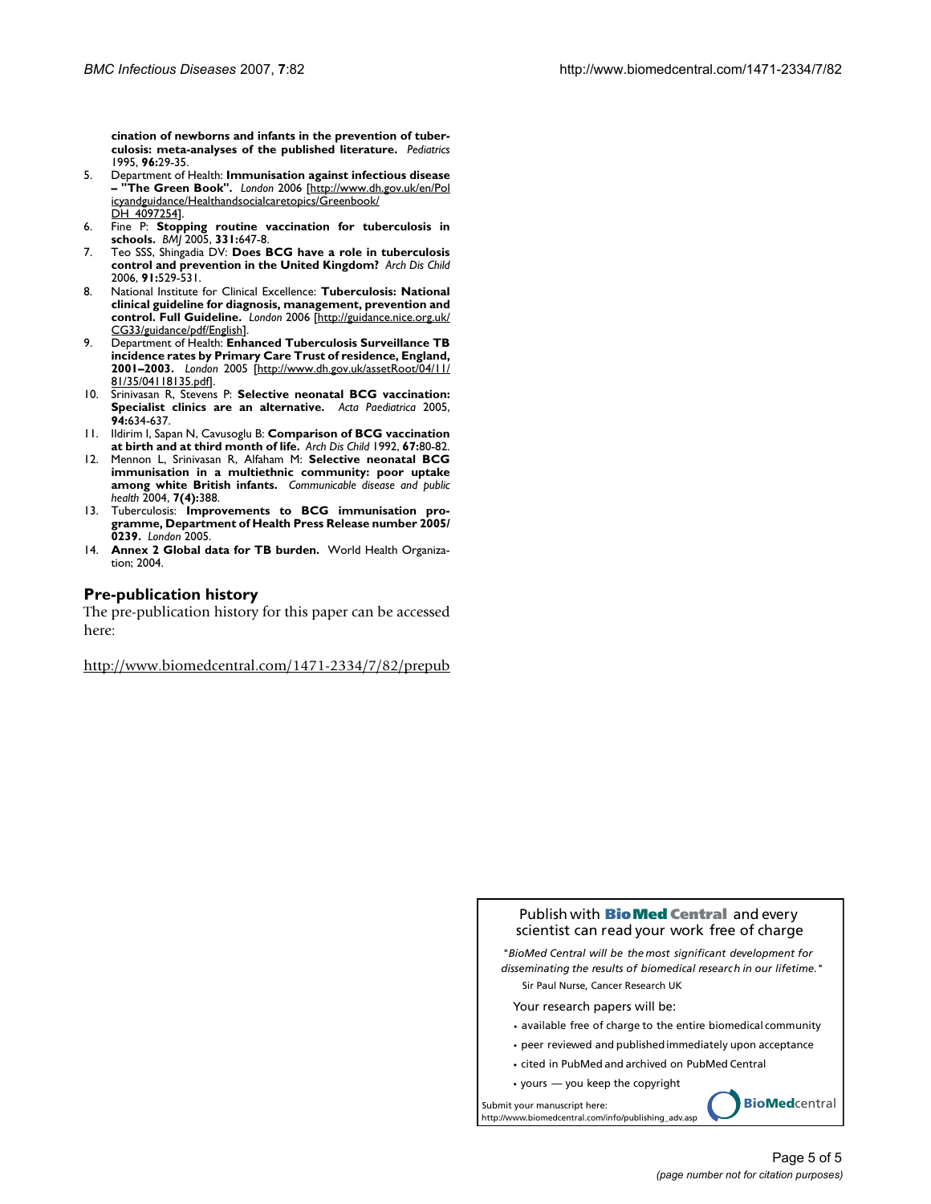cination of newborns and infants in the prevention of tuberculosis: meta-analyses of the published literature.** *Pediatrics* 1995, **96:**29-35.

5. Department of Health: **Immunisation against infectious disease – "The Green Book".** *London* 2006 [http://www.dh.gov.uk/en/Policyandguidance/Healthandsocialcaretopics/Greenbook/DH_4097254].
6. Fine P: **Stopping routine vaccination for tuberculosis in schools.** *BMJ* 2005, **331:**647-8.
7. Teo SSS, Shingadia DV: **Does BCG have a role in tuberculosis control and prevention in the United Kingdom?** *Arch Dis Child* 2006, **91:**529-531.
8. National Institute for Clinical Excellence: **Tuberculosis: National clinical guideline for diagnosis, management, prevention and control. Full Guideline.** *London* 2006 [http://guidance.nice.org.uk/CG33/guidance/pdf/English].
9. Department of Health: **Enhanced Tuberculosis Surveillance TB incidence rates by Primary Care Trust of residence, England, 2001–2003.** *London* 2005 [http://www.dh.gov.uk/assetRoot/04/11/81/35/04118135.pdf].
10. Srinivasan R, Stevens P: **Selective neonatal BCG vaccination: Specialist clinics are an alternative.** *Acta Paediatrica* 2005, **94:**634-637.
11. Ildirim I, Sapan N, Cavusoglu B: **Comparison of BCG vaccination at birth and at third month of life.** *Arch Dis Child* 1992, **67:**80-82.
12. Mennon L, Srinivasan R, Alfaham M: **Selective neonatal BCG immunisation in a multiethnic community: poor uptake among white British infants.** *Communicable disease and public health* 2004, **7(4):**388.
13. Tuberculosis: **Improvements to BCG immunisation programme, Department of Health Press Release number 2005/0239.** *London* 2005.
14. **Annex 2 Global data for TB burden.** World Health Organization; 2004.

## Pre-publication history

The pre-publication history for this paper can be accessed here:

http://www.biomedcentral.com/1471-2334/7/82/prepub

Publish with **BioMed Central** and every scientist can read your work free of charge

*"BioMed Central will be the most significant development for disseminating the results of biomedical research in our lifetime."*

Sir Paul Nurse, Cancer Research UK

Your research papers will be:

- available free of charge to the entire biomedical community
- peer reviewed and published immediately upon acceptance
- cited in PubMed and archived on PubMed Central
- yours — you keep the copyright

Submit your manuscript here:
http://www.biomedcentral.com/info/publishing_adv.asp

BioMedcentral